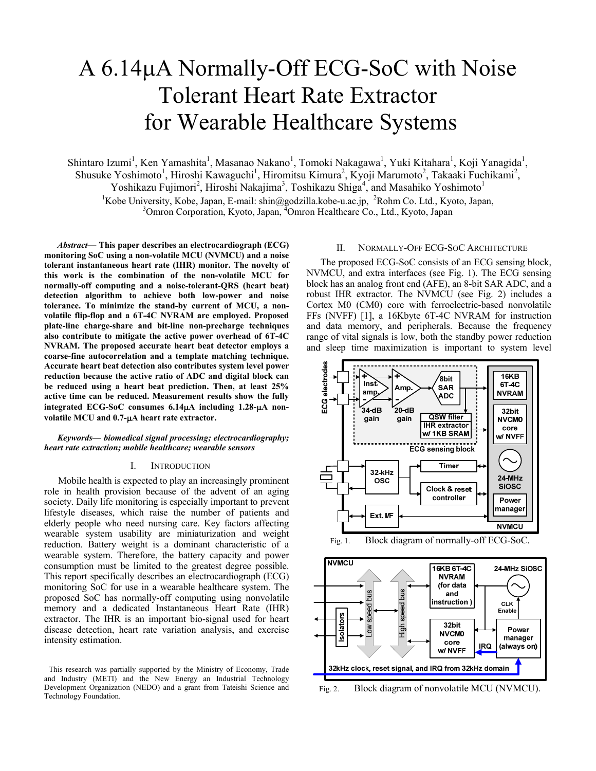# A 6.14μA Normally-Off ECG-SoC with Noise Tolerant Heart Rate Extractor for Wearable Healthcare Systems

Shintaro Izumi[1], Ken Yamashita[1], Masanao Nakano[1], Tomoki Nakagawa[1], Yuki Kitahara[1], Koji Yanagida[1], Shusuke Yoshimoto[1], Hiroshi Kawaguchi[1], Hiromitsu Kimura[2], Kyoji Marumoto[2], Takaaki Fuchikami[2], Yoshikazu Fujimori[2], Hiroshi Nakajima[3], Toshikazu Shiga[4], and Masahiko Yoshimoto[1]

[1]Kobe University, Kobe, Japan, E-mail: shin@godzilla.kobe-u.ac.jp, [2]Rohm Co. Ltd., Kyoto, Japan, [3]Omron Corporation, Kyoto, Japan, [4]Omron Healthcare Co., Ltd., Kyoto, Japan

***Abstract*— This paper describes an electrocardiograph (ECG) monitoring SoC using a non-volatile MCU (NVMCU) and a noise tolerant instantaneous heart rate (IHR) monitor. The novelty of this work is the combination of the non-volatile MCU for normally-off computing and a noise-tolerant-QRS (heart beat) detection algorithm to achieve both low-power and noise tolerance. To minimize the stand-by current of MCU, a non-volatile flip-flop and a 6T-4C NVRAM are employed. Proposed plate-line charge-share and bit-line non-precharge techniques also contribute to mitigate the active power overhead of 6T-4C NVRAM. The proposed accurate heart beat detector employs a coarse-fine autocorrelation and a template matching technique. Accurate heart beat detection also contributes system level power reduction because the active ratio of ADC and digital block can be reduced using a heart beat prediction. Then, at least 25% active time can be reduced. Measurement results show the fully integrated ECG-SoC consumes 6.14μA including 1.28-μA non-volatile MCU and 0.7-μA heart rate extractor.**

***Keywords*— *biomedical signal processing; electrocardiography; heart rate extraction; mobile healthcare; wearable sensors***

## I. Introduction

Mobile health is expected to play an increasingly prominent role in health provision because of the advent of an aging society. Daily life monitoring is especially important to prevent lifestyle diseases, which raise the number of patients and elderly people who need nursing care. Key factors affecting wearable system usability are miniaturization and weight reduction. Battery weight is a dominant characteristic of a wearable system. Therefore, the battery capacity and power consumption must be limited to the greatest degree possible. This report specifically describes an electrocardiograph (ECG) monitoring SoC for use in a wearable healthcare system. The proposed SoC has normally-off computing using nonvolatile memory and a dedicated Instantaneous Heart Rate (IHR) extractor. The IHR is an important bio-signal used for heart disease detection, heart rate variation analysis, and exercise intensity estimation.

This research was partially supported by the Ministry of Economy, Trade and Industry (METI) and the New Energy an Industrial Technology Development Organization (NEDO) and a grant from Tateishi Science and Technology Foundation.

## II. Normally-Off ECG-SoC Architecture

The proposed ECG-SoC consists of an ECG sensing block, NVMCU, and extra interfaces (see Fig. 1). The ECG sensing block has an analog front end (AFE), an 8-bit SAR ADC, and a robust IHR extractor. The NVMCU (see Fig. 2) includes a Cortex M0 (CM0) core with ferroelectric-based nonvolatile FFs (NVFF) [1], a 16Kbyte 6T-4C NVRAM for instruction and data memory, and peripherals. Because the frequency range of vital signals is low, both the standby power reduction and sleep time maximization is important to system level

Fig. 1. Block diagram of normally-off ECG-SoC.

Fig. 2. Block diagram of nonvolatile MCU (NVMCU).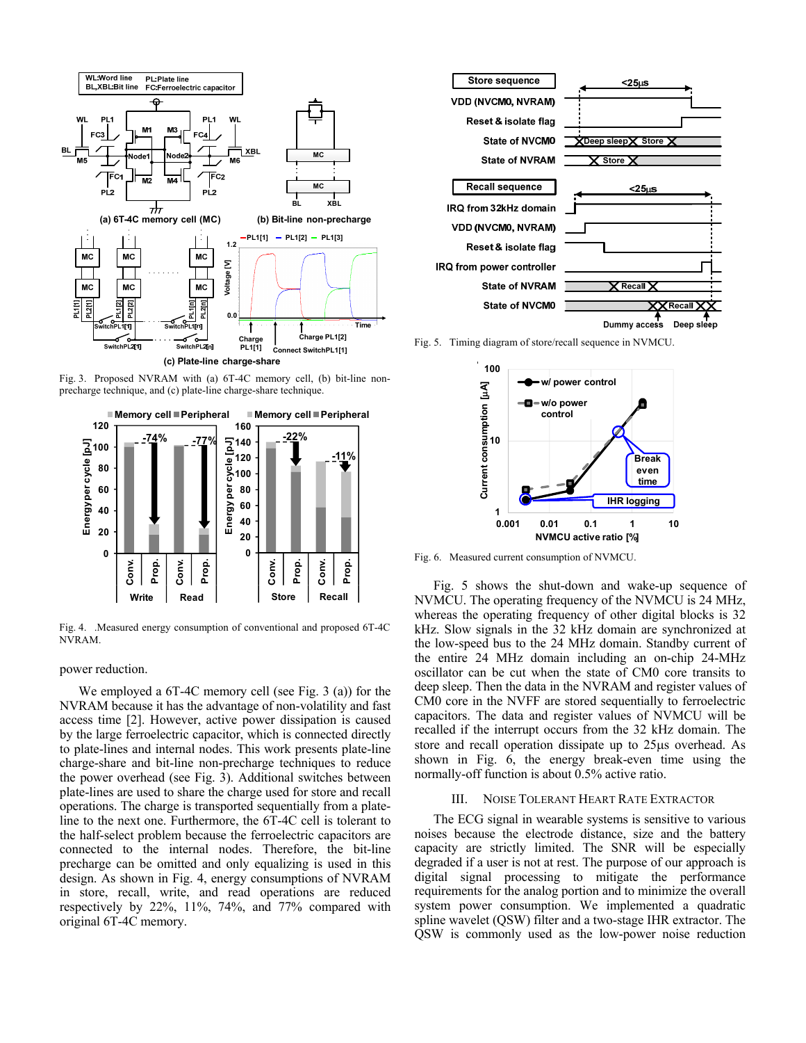Fig. 3. Proposed NVRAM with (a) 6T-4C memory cell, (b) bit-line non-precharge technique, and (c) plate-line charge-share technique.

Fig. 4. .Measured energy consumption of conventional and proposed 6T-4C NVRAM.

power reduction.

We employed a 6T-4C memory cell (see Fig. 3 (a)) for the NVRAM because it has the advantage of non-volatility and fast access time [2]. However, active power dissipation is caused by the large ferroelectric capacitor, which is connected directly to plate-lines and internal nodes. This work presents plate-line charge-share and bit-line non-precharge techniques to reduce the power overhead (see Fig. 3). Additional switches between plate-lines are used to share the charge used for store and recall operations. The charge is transported sequentially from a plate-line to the next one. Furthermore, the 6T-4C cell is tolerant to the half-select problem because the ferroelectric capacitors are connected to the internal nodes. Therefore, the bit-line precharge can be omitted and only equalizing is used in this design. As shown in Fig. 4, energy consumptions of NVRAM in store, recall, write, and read operations are reduced respectively by 22%, 11%, 74%, and 77% compared with original 6T-4C memory.

Fig. 5. Timing diagram of store/recall sequence in NVMCU.

Fig. 6. Measured current consumption of NVMCU.

Fig. 5 shows the shut-down and wake-up sequence of NVMCU. The operating frequency of the NVMCU is 24 MHz, whereas the operating frequency of other digital blocks is 32 kHz. Slow signals in the 32 kHz domain are synchronized at the low-speed bus to the 24 MHz domain. Standby current of the entire 24 MHz domain including an on-chip 24-MHz oscillator can be cut when the state of CM0 core transits to deep sleep. Then the data in the NVRAM and register values of CM0 core in the NVFF are stored sequentially to ferroelectric capacitors. The data and register values of NVMCU will be recalled if the interrupt occurs from the 32 kHz domain. The store and recall operation dissipate up to 25μs overhead. As shown in Fig. 6, the energy break-even time using the normally-off function is about 0.5% active ratio.

## III. Noise Tolerant Heart Rate Extractor

The ECG signal in wearable systems is sensitive to various noises because the electrode distance, size and the battery capacity are strictly limited. The SNR will be especially degraded if a user is not at rest. The purpose of our approach is digital signal processing to mitigate the performance requirements for the analog portion and to minimize the overall system power consumption. We implemented a quadratic spline wavelet (QSW) filter and a two-stage IHR extractor. The QSW is commonly used as the low-power noise reduction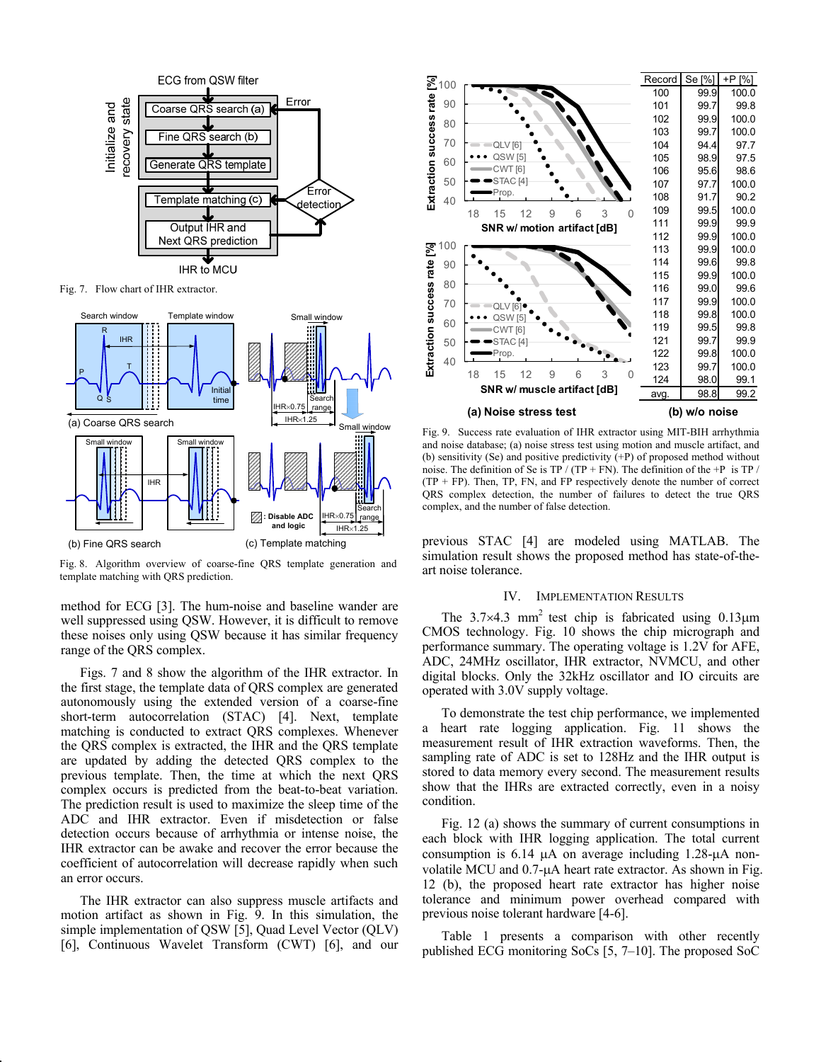Fig. 7. Flow chart of IHR extractor.

Fig. 8. Algorithm overview of coarse-fine QRS template generation and template matching with QRS prediction.

method for ECG [3]. The hum-noise and baseline wander are well suppressed using QSW. However, it is difficult to remove these noises only using QSW because it has similar frequency range of the QRS complex.

Figs. 7 and 8 show the algorithm of the IHR extractor. In the first stage, the template data of QRS complex are generated autonomously using the extended version of a coarse-fine short-term autocorrelation (STAC) [4]. Next, template matching is conducted to extract QRS complexes. Whenever the QRS complex is extracted, the IHR and the QRS template are updated by adding the detected QRS complex to the previous template. Then, the time at which the next QRS complex occurs is predicted from the beat-to-beat variation. The prediction result is used to maximize the sleep time of the ADC and IHR extractor. Even if misdetection or false detection occurs because of arrhythmia or intense noise, the IHR extractor can be awake and recover the error because the coefficient of autocorrelation will decrease rapidly when such an error occurs.

The IHR extractor can also suppress muscle artifacts and motion artifact as shown in Fig. 9. In this simulation, the simple implementation of QSW [5], Quad Level Vector (QLV) [6], Continuous Wavelet Transform (CWT) [6], and our previous STAC [4] are modeled using MATLAB. The simulation result shows the proposed method has state-of-the-art noise tolerance.

| Record | Se [%] | +P [%] |
|---|---|---|
| 100 | 99.9 | 100.0 |
| 101 | 99.7 | 99.8 |
| 102 | 99.9 | 100.0 |
| 103 | 99.7 | 100.0 |
| 104 | 94.4 | 97.7 |
| 105 | 98.9 | 97.5 |
| 106 | 95.6 | 98.6 |
| 107 | 97.7 | 100.0 |
| 108 | 91.7 | 90.2 |
| 109 | 99.5 | 100.0 |
| 111 | 99.9 | 99.9 |
| 112 | 99.9 | 100.0 |
| 113 | 99.9 | 100.0 |
| 114 | 99.6 | 99.8 |
| 115 | 99.9 | 100.0 |
| 116 | 99.0 | 99.6 |
| 117 | 99.9 | 100.0 |
| 118 | 99.8 | 100.0 |
| 119 | 99.5 | 99.8 |
| 121 | 99.7 | 99.9 |
| 122 | 99.8 | 100.0 |
| 123 | 99.7 | 100.0 |
| 124 | 98.0 | 99.1 |
| avg. | 98.8 | 99.2 |

(a) Noise stress test (b) w/o noise

Fig. 9. Success rate evaluation of IHR extractor using MIT-BIH arrhythmia and noise database; (a) noise stress test using motion and muscle artifact, and (b) sensitivity (Se) and positive predictivity (+P) of proposed method without noise. The definition of Se is TP / (TP + FN). The definition of the +P is TP / (TP + FP). Then, TP, FN, and FP respectively denote the number of correct QRS complex detection, the number of failures to detect the true QRS complex, and the number of false detection.

## IV. Implementation Results

The 3.7×4.3 mm$^2$ test chip is fabricated using 0.13µm CMOS technology. Fig. 10 shows the chip micrograph and performance summary. The operating voltage is 1.2V for AFE, ADC, 24MHz oscillator, IHR extractor, NVMCU, and other digital blocks. Only the 32kHz oscillator and IO circuits are operated with 3.0V supply voltage.

To demonstrate the test chip performance, we implemented a heart rate logging application. Fig. 11 shows the measurement result of IHR extraction waveforms. Then, the sampling rate of ADC is set to 128Hz and the IHR output is stored to data memory every second. The measurement results show that the IHRs are extracted correctly, even in a noisy condition.

Fig. 12 (a) shows the summary of current consumptions in each block with IHR logging application. The total current consumption is 6.14 µA on average including 1.28-µA non-volatile MCU and 0.7-µA heart rate extractor. As shown in Fig. 12 (b), the proposed heart rate extractor has higher noise tolerance and minimum power overhead compared with previous noise tolerant hardware [4-6].

Table 1 presents a comparison with other recently published ECG monitoring SoCs [5, 7–10]. The proposed SoC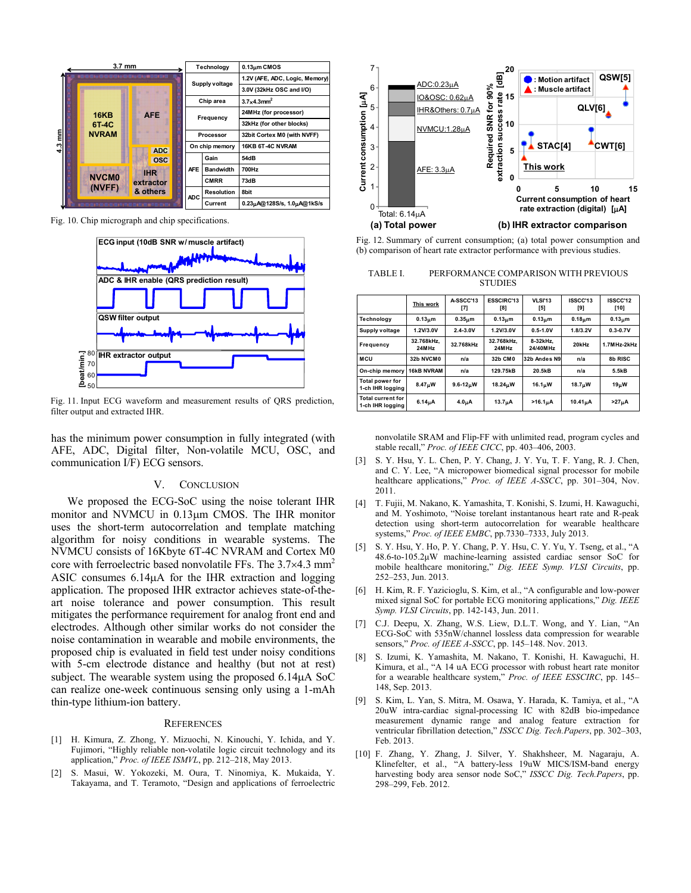3.7 mm

4.3 mm

16KB 6T-4C NVRAM

AFE

ADC

OSC

NVCM0 (NVFF)

IHR extractor & others

| | | |
|---|---|---|
| Technology | | 0.13μm CMOS |
| Supply voltage | | 1.2V (AFE, ADC, Logic, Memory) |
| | | 3.0V (32kHz OSC and I/O) |
| Chip area | | 3.7x4.3mm$^2$ |
| Frequency | | 24MHz (for processor) |
| | | 32kHz (for other blocks) |
| Processor | | 32bit Cortex M0 (with NVFF) |
| On chip memory | | 16KB 6T-4C NVRAM |
| AFE | Gain | 54dB |
| | Bandwidth | 700Hz |
| | CMRR | 73dB |
| ADC | Resolution | 8bit |
| | Current | 0.23μA@128S/s, 1.0μA@1kS/s |

Fig. 10. Chip micrograph and chip specifications.

ECG input (10dB SNR w/ muscle artifact)

ADC & IHR enable (QRS prediction result)

QSW filter output

IHR extractor output

[beat/min.] 80 70 60 50

Fig. 11. Input ECG waveform and measurement results of QRS prediction, filter output and extracted IHR.

has the minimum power consumption in fully integrated (with AFE, ADC, Digital filter, Non-volatile MCU, OSC, and communication I/F) ECG sensors.

## V. Conclusion

We proposed the ECG-SoC using the noise tolerant IHR monitor and NVMCU in 0.13μm CMOS. The IHR monitor uses the short-term autocorrelation and template matching algorithm for noisy conditions in wearable systems. The NVMCU consists of 16Kbyte 6T-4C NVRAM and Cortex M0 core with ferroelectric based nonvolatile FFs. The 3.7×4.3 mm$^2$ ASIC consumes 6.14μA for the IHR extraction and logging application. The proposed IHR extractor achieves state-of-the-art noise tolerance and power consumption. This result mitigates the performance requirement for analog front end and electrodes. Although other similar works do not consider the noise contamination in wearable and mobile environments, the proposed chip is evaluated in field test under noisy conditions with 5-cm electrode distance and healthy (but not at rest) subject. The wearable system using the proposed 6.14μA SoC can realize one-week continuous sensing only using a 1-mAh thin-type lithium-ion battery.

Current consumption [μA]

7 6 5 4 3 2 1 0

ADC:0.23μA

IO&OSC: 0.62μA

IHR&Others: 0.7μA

NVMCU:1.28μA

AFE: 3.3μA

Total: 6.14μA

(a) Total power

Required SNR for 90% extraction success rate [dB]

20 15 10 5 0

●: Motion artifact

▲: Muscle artifact

QSW[5]

QLV[6]

STAC[4]

CWT[6]

This work

0 5 10 15

Current consumption of heart rate extraction (digital) [μA]

(b) IHR extractor comparison

Fig. 12. Summary of current consumption; (a) total power consumption and (b) comparison of heart rate extractor performance with previous studies.

TABLE I. Performance comparison with previous studies

| | This work | A-SSCC'13 [7] | ESSCIRC'13 [8] | VLSI'13 [5] | ISSCC'13 [9] | ISSCC'12 [10] |
|---|---|---|---|---|---|---|
| Technology | 0.13μm | 0.35μm | 0.13μm | 0.13μm | 0.18μm | 0.13μm |
| Supply voltage | 1.2V/3.0V | 2.4-3.0V | 1.2V/3.0V | 0.5-1.0V | 1.8/3.2V | 0.3-0.7V |
| Frequency | 32.768kHz, 24MHz | 32.768kHz | 32.768kHz, 24MHz | 8-32kHz, 24/40MHz | 20kHz | 1.7MHz-2kHz |
| MCU | 32b NVCM0 | n/a | 32b CM0 | 32b Andes N9 | n/a | 8b RISC |
| On-chip memory | 16kB NVRAM | n/a | 129.75kB | 20.5kB | n/a | 5.5kB |
| Total power for 1-ch IHR logging | 8.47μW | 9.6-12μW | 18.24μW | 16.1μW | 18.7μW | 19μW |
| Total current for 1-ch IHR logging | 6.14μA | 4.0μA | 13.7μA | >16.1μA | 10.41μA | >27μA |

## References

[1] H. Kimura, Z. Zhong, Y. Mizuochi, N. Kinouchi, Y. Ichida, and Y. Fujimori, "Highly reliable non-volatile logic circuit technology and its application," *Proc. of IEEE ISMVL*, pp. 212–218, May 2013.

[2] S. Masui, W. Yokozeki, M. Oura, T. Ninomiya, K. Mukaida, Y. Takayama, and T. Teramoto, "Design and applications of ferroelectric nonvolatile SRAM and Flip-FF with unlimited read, program cycles and stable recall," *Proc. of IEEE CICC*, pp. 403–406, 2003.

[3] S. Y. Hsu, Y. L. Chen, P. Y. Chang, J. Y. Yu, T. F. Yang, R. J. Chen, and C. Y. Lee, "A micropower biomedical signal processor for mobile healthcare applications," *Proc. of IEEE A-SSCC*, pp. 301–304, Nov. 2011.

[4] T. Fujii, M. Nakano, K. Yamashita, T. Konishi, S. Izumi, H. Kawaguchi, and M. Yoshimoto, "Noise torelant instantanous heart rate and R-peak detection using short-term autocorrelation for wearable healthcare systems," *Proc. of IEEE EMBC*, pp.7330–7333, July 2013.

[5] S. Y. Hsu, Y. Ho, P. Y. Chang, P. Y. Hsu, C. Y. Yu, Y. Tseng, et al., "A 48.6-to-105.2μW machine-learning assisted cardiac sensor SoC for mobile healthcare monitoring," *Dig. IEEE Symp. VLSI Circuits*, pp. 252–253, Jun. 2013.

[6] H. Kim, R. F. Yazicioglu, S. Kim, et al., "A configurable and low-power mixed signal SoC for portable ECG monitoring applications," *Dig. IEEE Symp. VLSI Circuits*, pp. 142-143, Jun. 2011.

[7] C.J. Deepu, X. Zhang, W.S. Liew, D.L.T. Wong, and Y. Lian, "An ECG-SoC with 535nW/channel lossless data compression for wearable sensors," *Proc. of IEEE A-SSCC*, pp. 145–148. Nov. 2013.

[8] S. Izumi, K. Yamashita, M. Nakano, T. Konishi, H. Kawaguchi, H. Kimura, et al., "A 14 uA ECG processor with robust heart rate monitor for a wearable healthcare system," *Proc. of IEEE ESSCIRC*, pp. 145–148, Sep. 2013.

[9] S. Kim, L. Yan, S. Mitra, M. Osawa, Y. Harada, K. Tamiya, et al., "A 20uW intra-cardiac signal-processing IC with 82dB bio-impedance measurement dynamic range and analog feature extraction for ventricular fibrillation detection," *ISSCC Dig. Tech.Papers*, pp. 302–303, Feb. 2013.

[10] F. Zhang, Y. Zhang, J. Silver, Y. Shakhsheer, M. Nagaraju, A. Klinefelter, et al., "A battery-less 19uW MICS/ISM-band energy harvesting body area sensor node SoC," *ISSCC Dig. Tech.Papers*, pp. 298–299, Feb. 2012.